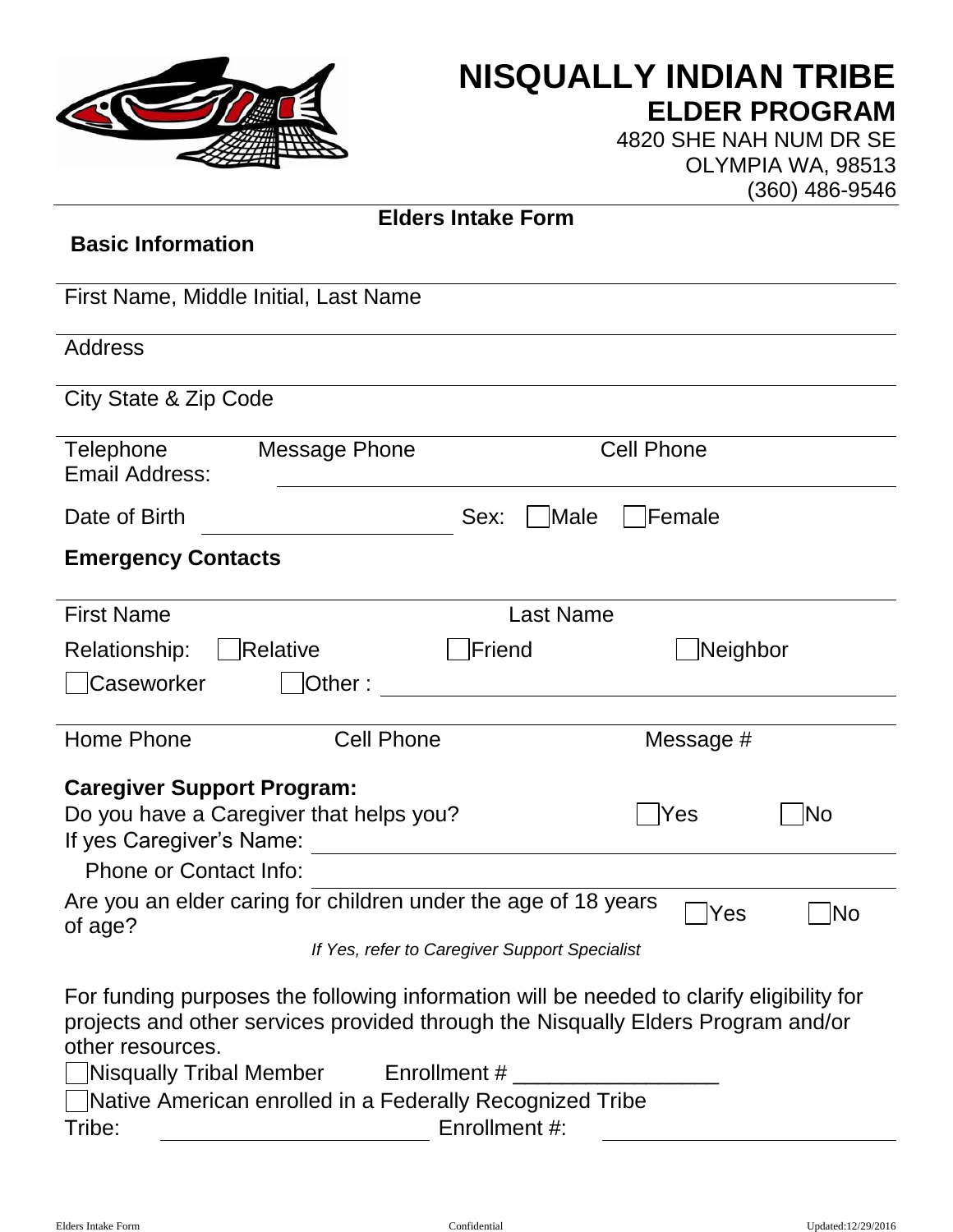# NISQUALLY INDIAN TRIBE

## ELDER PROGRAM

4820 SHE NAH NUM DR SE
OLYMPIA WA, 98513
(360) 486-9546

### Elders Intake Form

**Basic Information**

First Name, Middle Initial, Last Name

Address

City State & Zip Code

Telephone    Message Phone    Cell Phone

Email Address: ______________________________

Date of Birth ____________________    Sex: ☐ Male ☐ Female

**Emergency Contacts**

First Name    Last Name

Relationship: ☐ Relative ☐ Friend ☐ Neighbor

☐ Caseworker ☐ Other : ______________________________

Home Phone    Cell Phone    Message #

**Caregiver Support Program:**

Do you have a Caregiver that helps you? ☐ Yes ☐ No

If yes Caregiver's Name: ______________________________

Phone or Contact Info: ______________________________

Are you an elder caring for children under the age of 18 years of age? ☐ Yes ☐ No

*If Yes, refer to Caregiver Support Specialist*

For funding purposes the following information will be needed to clarify eligibility for projects and other services provided through the Nisqually Elders Program and/or other resources.

☐ Nisqually Tribal Member    Enrollment # _________________

☐ Native American enrolled in a Federally Recognized Tribe

Tribe: ____________________    Enrollment #: ____________________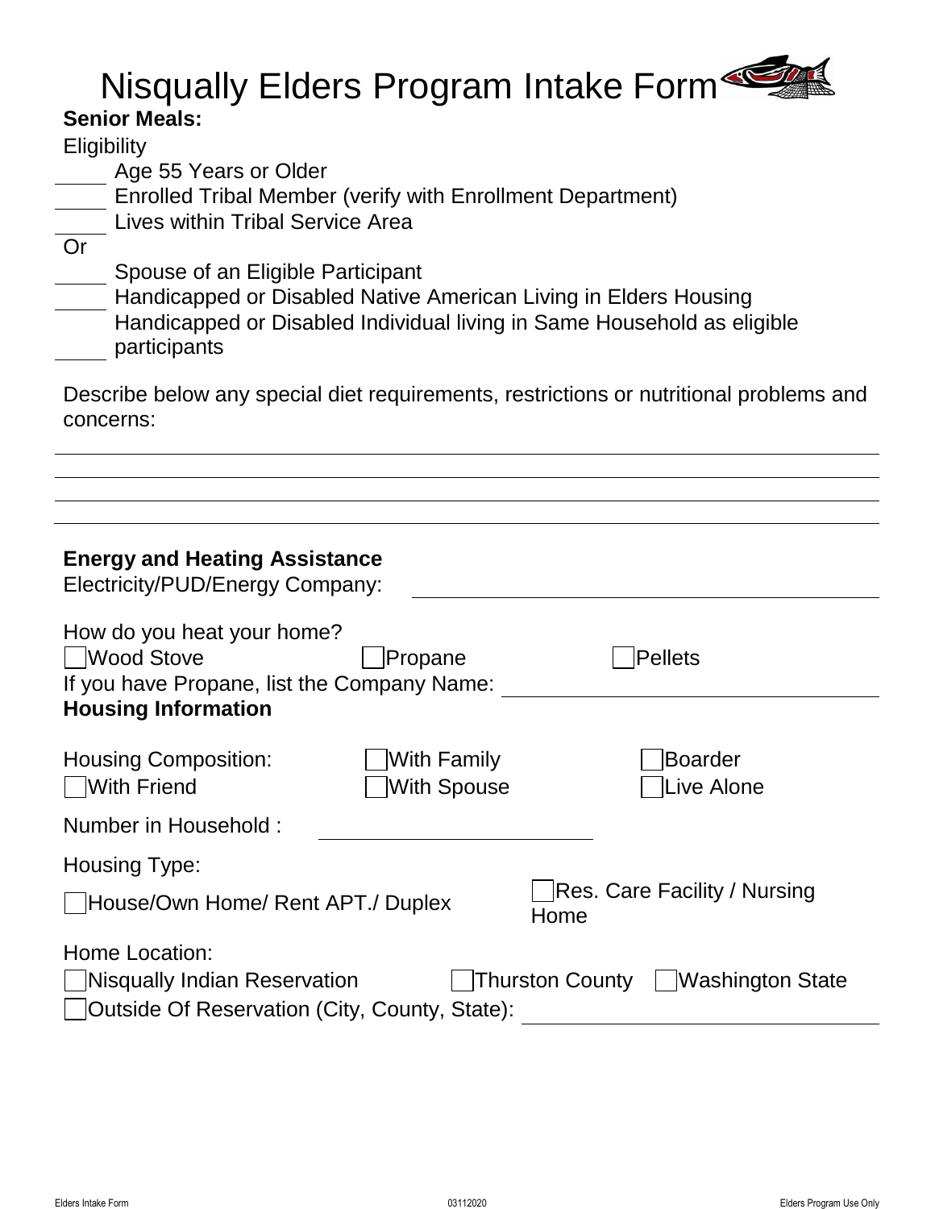# Nisqually Elders Program Intake Form

**Senior Meals:**

Eligibility

_____ Age 55 Years or Older
_____ Enrolled Tribal Member (verify with Enrollment Department)
_____ Lives within Tribal Service Area

Or

_____ Spouse of an Eligible Participant
_____ Handicapped or Disabled Native American Living in Elders Housing
_____ Handicapped or Disabled Individual living in Same Household as eligible participants

Describe below any special diet requirements, restrictions or nutritional problems and concerns:

______________________________________________________________________
______________________________________________________________________
______________________________________________________________________
______________________________________________________________________

**Energy and Heating Assistance**

Electricity/PUD/Energy Company: ______________________________

How do you heat your home?

☐ Wood Stove ☐ Propane ☐ Pellets

If you have Propane, list the Company Name: ______________________________

**Housing Information**

Housing Composition: ☐ With Family ☐ Boarder
☐ With Friend ☐ With Spouse ☐ Live Alone

Number in Household : ______________________

Housing Type:

☐ House/Own Home/ Rent APT./ Duplex ☐ Res. Care Facility / Nursing Home

Home Location:

☐ Nisqually Indian Reservation ☐ Thurston County ☐ Washington State
☐ Outside Of Reservation (City, County, State): ______________________________